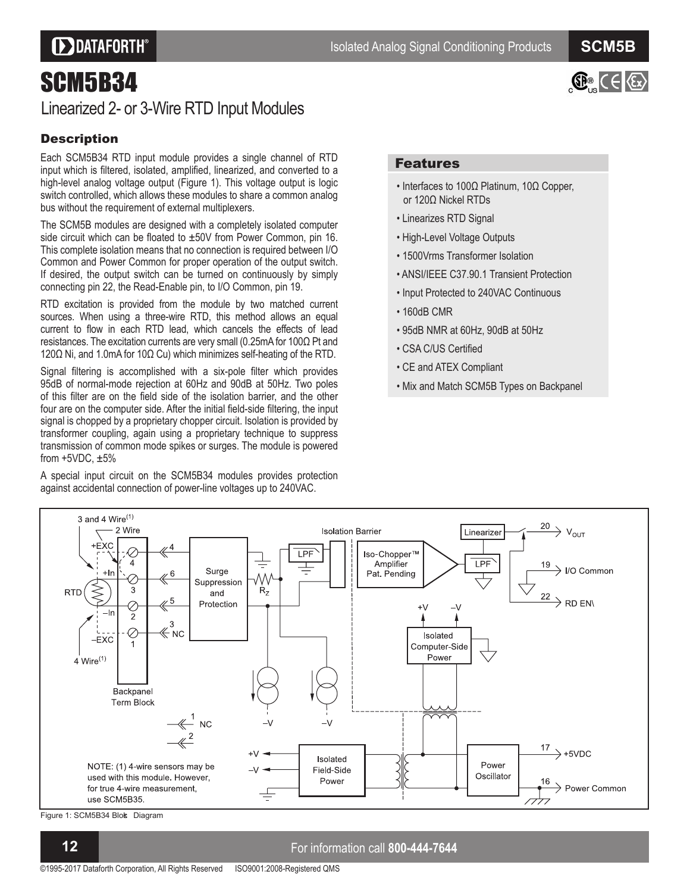# SCM5B34

## Linearized 2- or 3-Wire RTD Input Modules

### Description

Each SCM5B34 RTD input module provides a single channel of RTD input which is filtered, isolated, amplified, linearized, and converted to a high-level analog voltage output (Figure 1). This voltage output is logic switch controlled, which allows these modules to share a common analog bus without the requirement of external multiplexers.

The SCM5B modules are designed with a completely isolated computer side circuit which can be floated to ±50V from Power Common, pin 16. This complete isolation means that no connection is required between I/O Common and Power Common for proper operation of the output switch. If desired, the output switch can be turned on continuously by simply connecting pin 22, the Read-Enable pin, to I/O Common, pin 19.

RTD excitation is provided from the module by two matched current sources. When using a three-wire RTD, this method allows an equal current to flow in each RTD lead, which cancels the effects of lead resistances. The excitation currents are very small (0.25mA for 100Ω Pt and 120Ω Ni, and 1.0mA for 10Ω Cu) which minimizes self-heating of the RTD.

Signal filtering is accomplished with a six-pole filter which provides 95dB of normal-mode rejection at 60Hz and 90dB at 50Hz. Two poles of this filter are on the field side of the isolation barrier, and the other four are on the computer side. After the initial field-side filtering, the input signal is chopped by a proprietary chopper circuit. Isolation is provided by transformer coupling, again using a proprietary technique to suppress transmission of common mode spikes or surges. The module is powered from +5VDC, ±5%

A special input circuit on the SCM5B34 modules provides protection against accidental connection of power-line voltages up to 240VAC.

### Features

- Interfaces to 100Ω Platinum, 10Ω Copper, or 120Ω Nickel RTDs
- Linearizes RTD Signal
- High-Level Voltage Outputs
- 1500Vrms Transformer Isolation
- ANSI/IEEE C37.90.1 Transient Protection
- Input Protected to 240VAC Continuous
- 160dB CMR
- 95dB NMR at 60Hz, 90dB at 50Hz
- CSA C/US Certified
- CE and ATEX Compliant
- Mix and Match SCM5B Types on Backpanel

NOTE: (1) 4-wire sensors may be used with this module. However, for true 4-wire measurement, use SCM5B35.

Figure 1: SCM5B34 Block Diagram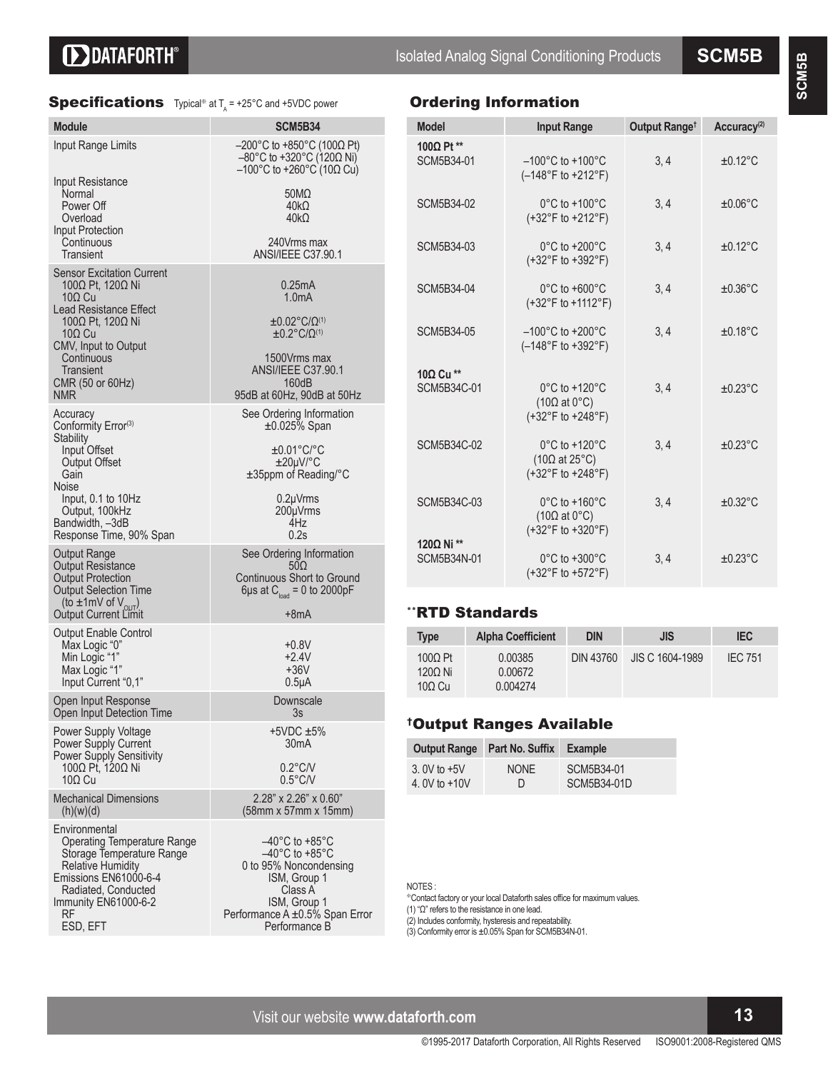## Specifications Typical* at $T_A$ = +25°C and +5VDC power

| Module | SCM5B34 |
|---|---|
| Input Range Limits | –200°C to +850°C (100Ω Pt) –80°C to +320°C (120Ω Ni) –100°C to +260°C (10Ω Cu) |
| Input Resistance | |
| Normal | 50MΩ |
| Power Off | 40kΩ |
| Overload | 40kΩ |
| Input Protection | |
| Continuous | 240Vrms max |
| Transient | ANSI/IEEE C37.90.1 |
| Sensor Excitation Current | |
| 100Ω Pt, 120Ω Ni | 0.25mA |
| 10Ω Cu | 1.0mA |
| Lead Resistance Effect | |
| 100Ω Pt, 120Ω Ni | ±0.02°C/Ω(1) |
| 10Ω Cu | ±0.2°C/Ω(1) |
| CMV, Input to Output | |
| Continuous | 1500Vrms max |
| Transient | ANSI/IEEE C37.90.1 |
| CMR (50 or 60Hz) | 160dB |
| NMR | 95dB at 60Hz, 90dB at 50Hz |
| Accuracy | See Ordering Information |
| Conformity Error(3) | ±0.025% Span |
| Stability | |
| Input Offset | ±0.01°C/°C |
| Output Offset | ±20μV/°C |
| Gain | ±35ppm of Reading/°C |
| Noise | |
| Input, 0.1 to 10Hz | 0.2μVrms |
| Output, 100kHz | 200μVrms |
| Bandwidth, –3dB | 4Hz |
| Response Time, 90% Span | 0.2s |
| Output Range | See Ordering Information |
| Output Resistance | 50Ω |
| Output Protection | Continuous Short to Ground |
| Output Selection Time (to ±1mV of $V_{OUT}$) | 6μs at $C_{load}$ = 0 to 2000pF |
| Output Current Limit | +8mA |
| Output Enable Control | |
| Max Logic "0" | +0.8V |
| Min Logic "1" | +2.4V |
| Max Logic "1" | +36V |
| Input Current "0,1" | 0.5μA |
| Open Input Response | Downscale |
| Open Input Detection Time | 3s |
| Power Supply Voltage | +5VDC ±5% |
| Power Supply Current | 30mA |
| Power Supply Sensitivity | |
| 100Ω Pt, 120Ω Ni | 0.2°C/V |
| 10Ω Cu | 0.5°C/V |
| Mechanical Dimensions (h)(w)(d) | 2.28" x 2.26" x 0.60" (58mm x 57mm x 15mm) |
| Environmental | |
| Operating Temperature Range | –40°C to +85°C |
| Storage Temperature Range | –40°C to +85°C |
| Relative Humidity | 0 to 95% Noncondensing |
| Emissions EN61000-6-4 | ISM, Group 1 |
| Radiated, Conducted | Class A |
| Immunity EN61000-6-2 | ISM, Group 1 |
| RF | Performance A ±0.5% Span Error |
| ESD, EFT | Performance B |

## Ordering Information

| Model | Input Range | Output Range† | Accuracy(2) |
|---|---|---|---|
| **100Ω Pt \*\*** | | | |
| SCM5B34-01 | –100°C to +100°C (–148°F to +212°F) | 3, 4 | ±0.12°C |
| SCM5B34-02 | 0°C to +100°C (+32°F to +212°F) | 3, 4 | ±0.06°C |
| SCM5B34-03 | 0°C to +200°C (+32°F to +392°F) | 3, 4 | ±0.12°C |
| SCM5B34-04 | 0°C to +600°C (+32°F to +1112°F) | 3, 4 | ±0.36°C |
| SCM5B34-05 | –100°C to +200°C (–148°F to +392°F) | 3, 4 | ±0.18°C |
| **10Ω Cu \*\*** | | | |
| SCM5B34C-01 | 0°C to +120°C (10Ω at 0°C) (+32°F to +248°F) | 3, 4 | ±0.23°C |
| SCM5B34C-02 | 0°C to +120°C (10Ω at 25°C) (+32°F to +248°F) | 3, 4 | ±0.23°C |
| SCM5B34C-03 | 0°C to +160°C (10Ω at 0°C) (+32°F to +320°F) | 3, 4 | ±0.32°C |
| **120Ω Ni \*\*** | | | |
| SCM5B34N-01 | 0°C to +300°C (+32°F to +572°F) | 3, 4 | ±0.23°C |

## **RTD Standards

| Type | Alpha Coefficient | DIN | JIS | IEC |
|---|---|---|---|---|
| 100Ω Pt<br>120Ω Ni<br>10Ω Cu | 0.00385<br>0.00672<br>0.004274 | DIN 43760 | JIS C 1604-1989 | IEC 751 |

## †Output Ranges Available

| Output Range | Part No. Suffix | Example |
|---|---|---|
| 3. 0V to +5V | NONE | SCM5B34-01 |
| 4. 0V to +10V | D | SCM5B34-01D |

NOTES :

*Contact factory or your local Dataforth sales office for maximum values.

(1) "Ω" refers to the resistance in one lead.

(2) Includes conformity, hysteresis and repeatability.

(3) Conformity error is ±0.05% Span for SCM5B34N-01.